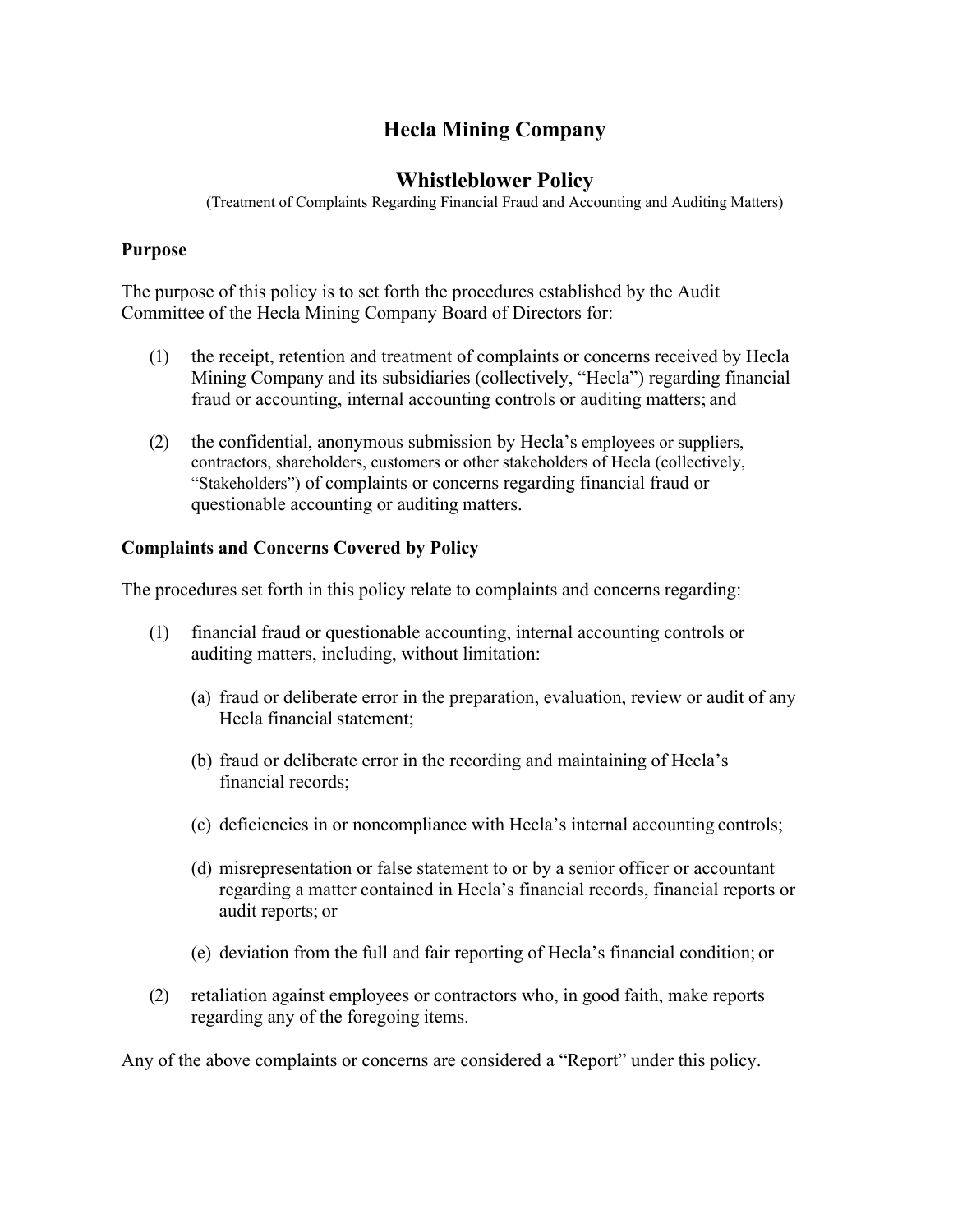# Hecla Mining Company

## Whistleblower Policy

(Treatment of Complaints Regarding Financial Fraud and Accounting and Auditing Matters)

### Purpose

The purpose of this policy is to set forth the procedures established by the Audit Committee of the Hecla Mining Company Board of Directors for:

(1) the receipt, retention and treatment of complaints or concerns received by Hecla Mining Company and its subsidiaries (collectively, "Hecla") regarding financial fraud or accounting, internal accounting controls or auditing matters; and

(2) the confidential, anonymous submission by Hecla's employees or suppliers, contractors, shareholders, customers or other stakeholders of Hecla (collectively, "Stakeholders") of complaints or concerns regarding financial fraud or questionable accounting or auditing matters.

### Complaints and Concerns Covered by Policy

The procedures set forth in this policy relate to complaints and concerns regarding:

(1) financial fraud or questionable accounting, internal accounting controls or auditing matters, including, without limitation:

   (a) fraud or deliberate error in the preparation, evaluation, review or audit of any Hecla financial statement;

   (b) fraud or deliberate error in the recording and maintaining of Hecla's financial records;

   (c) deficiencies in or noncompliance with Hecla's internal accounting controls;

   (d) misrepresentation or false statement to or by a senior officer or accountant regarding a matter contained in Hecla's financial records, financial reports or audit reports; or

   (e) deviation from the full and fair reporting of Hecla's financial condition; or

(2) retaliation against employees or contractors who, in good faith, make reports regarding any of the foregoing items.

Any of the above complaints or concerns are considered a "Report" under this policy.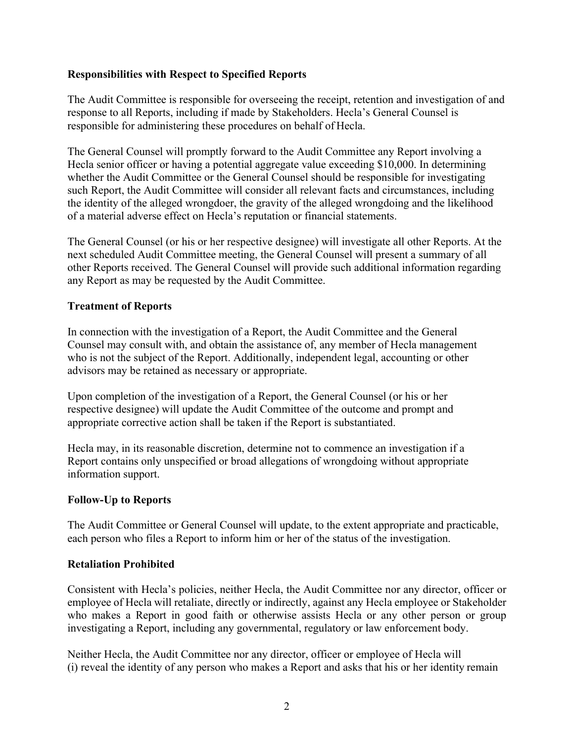**Responsibilities with Respect to Specified Reports**

The Audit Committee is responsible for overseeing the receipt, retention and investigation of and response to all Reports, including if made by Stakeholders. Hecla's General Counsel is responsible for administering these procedures on behalf of Hecla.

The General Counsel will promptly forward to the Audit Committee any Report involving a Hecla senior officer or having a potential aggregate value exceeding $10,000. In determining whether the Audit Committee or the General Counsel should be responsible for investigating such Report, the Audit Committee will consider all relevant facts and circumstances, including the identity of the alleged wrongdoer, the gravity of the alleged wrongdoing and the likelihood of a material adverse effect on Hecla's reputation or financial statements.

The General Counsel (or his or her respective designee) will investigate all other Reports. At the next scheduled Audit Committee meeting, the General Counsel will present a summary of all other Reports received. The General Counsel will provide such additional information regarding any Report as may be requested by the Audit Committee.

**Treatment of Reports**

In connection with the investigation of a Report, the Audit Committee and the General Counsel may consult with, and obtain the assistance of, any member of Hecla management who is not the subject of the Report. Additionally, independent legal, accounting or other advisors may be retained as necessary or appropriate.

Upon completion of the investigation of a Report, the General Counsel (or his or her respective designee) will update the Audit Committee of the outcome and prompt and appropriate corrective action shall be taken if the Report is substantiated.

Hecla may, in its reasonable discretion, determine not to commence an investigation if a Report contains only unspecified or broad allegations of wrongdoing without appropriate information support.

**Follow-Up to Reports**

The Audit Committee or General Counsel will update, to the extent appropriate and practicable, each person who files a Report to inform him or her of the status of the investigation.

**Retaliation Prohibited**

Consistent with Hecla's policies, neither Hecla, the Audit Committee nor any director, officer or employee of Hecla will retaliate, directly or indirectly, against any Hecla employee or Stakeholder who makes a Report in good faith or otherwise assists Hecla or any other person or group investigating a Report, including any governmental, regulatory or law enforcement body.

Neither Hecla, the Audit Committee nor any director, officer or employee of Hecla will (i) reveal the identity of any person who makes a Report and asks that his or her identity remain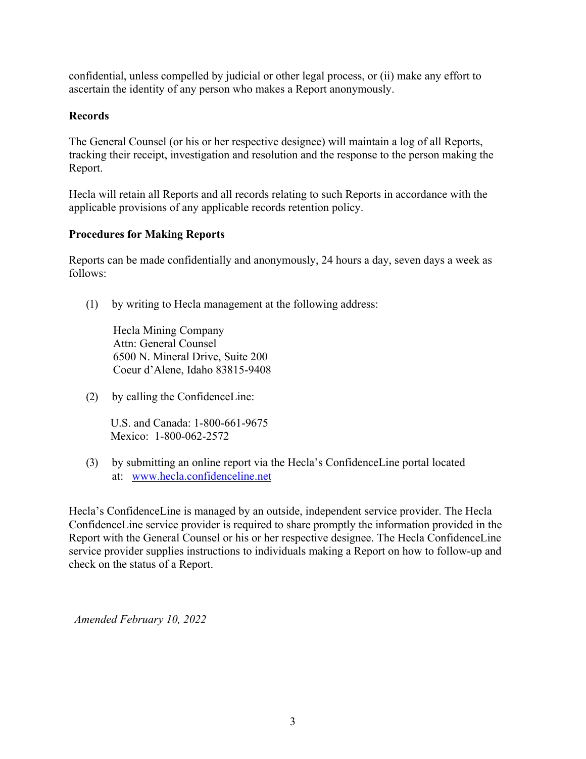confidential, unless compelled by judicial or other legal process, or (ii) make any effort to ascertain the identity of any person who makes a Report anonymously.

**Records**

The General Counsel (or his or her respective designee) will maintain a log of all Reports, tracking their receipt, investigation and resolution and the response to the person making the Report.

Hecla will retain all Reports and all records relating to such Reports in accordance with the applicable provisions of any applicable records retention policy.

**Procedures for Making Reports**

Reports can be made confidentially and anonymously, 24 hours a day, seven days a week as follows:

(1) by writing to Hecla management at the following address:

Hecla Mining Company
Attn: General Counsel
6500 N. Mineral Drive, Suite 200
Coeur d'Alene, Idaho 83815-9408

(2) by calling the ConfidenceLine:

U.S. and Canada: 1-800-661-9675
Mexico: 1-800-062-2572

(3) by submitting an online report via the Hecla's ConfidenceLine portal located at: [www.hecla.confidenceline.net](http://www.hecla.confidenceline.net)

Hecla's ConfidenceLine is managed by an outside, independent service provider. The Hecla ConfidenceLine service provider is required to share promptly the information provided in the Report with the General Counsel or his or her respective designee. The Hecla ConfidenceLine service provider supplies instructions to individuals making a Report on how to follow-up and check on the status of a Report.

*Amended February 10, 2022*